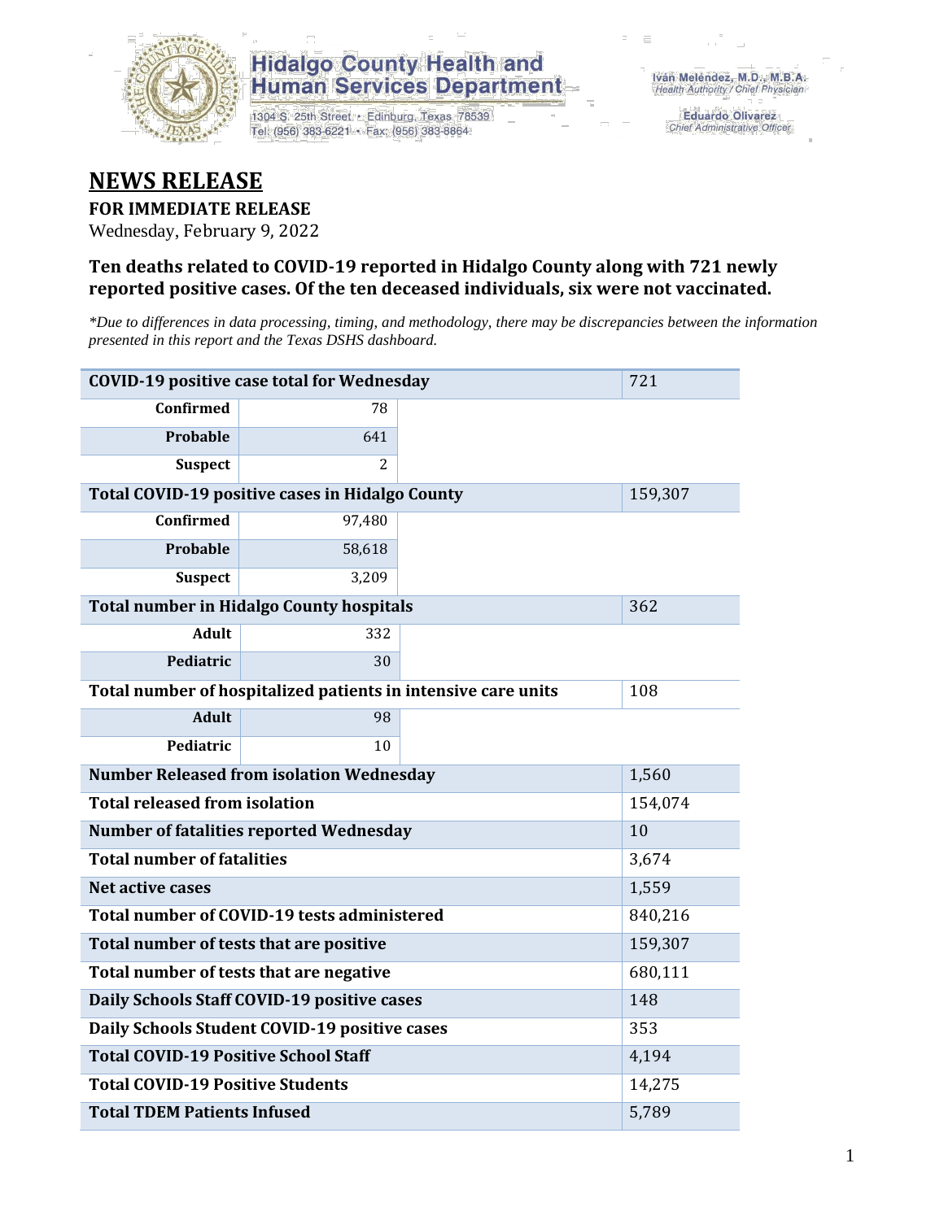Hidalgo County Health and Human Services Department

1304 S. 25th Street • Edinburg, Texas 78539
Tel: (956) 383-6221 • Fax: (956) 383-8864

Iván Meléndez, M.D., M.B.A.
*Health Authority / Chief Physician*

Eduardo Olivarez
*Chief Administrative Officer*

# NEWS RELEASE

**FOR IMMEDIATE RELEASE**

Wednesday, February 9, 2022

### Ten deaths related to COVID-19 reported in Hidalgo County along with 721 newly reported positive cases. Of the ten deceased individuals, six were not vaccinated.

*\*Due to differences in data processing, timing, and methodology, there may be discrepancies between the information presented in this report and the Texas DSHS dashboard.*

| Category | | Value |
|---|---|---|
| **COVID-19 positive case total for Wednesday** | | 721 |
| **Confirmed** | 78 | |
| **Probable** | 641 | |
| **Suspect** | 2 | |
| **Total COVID-19 positive cases in Hidalgo County** | | 159,307 |
| **Confirmed** | 97,480 | |
| **Probable** | 58,618 | |
| **Suspect** | 3,209 | |
| **Total number in Hidalgo County hospitals** | | 362 |
| **Adult** | 332 | |
| **Pediatric** | 30 | |
| **Total number of hospitalized patients in intensive care units** | | 108 |
| **Adult** | 98 | |
| **Pediatric** | 10 | |
| **Number Released from isolation Wednesday** | | 1,560 |
| **Total released from isolation** | | 154,074 |
| **Number of fatalities reported Wednesday** | | 10 |
| **Total number of fatalities** | | 3,674 |
| **Net active cases** | | 1,559 |
| **Total number of COVID-19 tests administered** | | 840,216 |
| **Total number of tests that are positive** | | 159,307 |
| **Total number of tests that are negative** | | 680,111 |
| **Daily Schools Staff COVID-19 positive cases** | | 148 |
| **Daily Schools Student COVID-19 positive cases** | | 353 |
| **Total COVID-19 Positive School Staff** | | 4,194 |
| **Total COVID-19 Positive Students** | | 14,275 |
| **Total TDEM Patients Infused** | | 5,789 |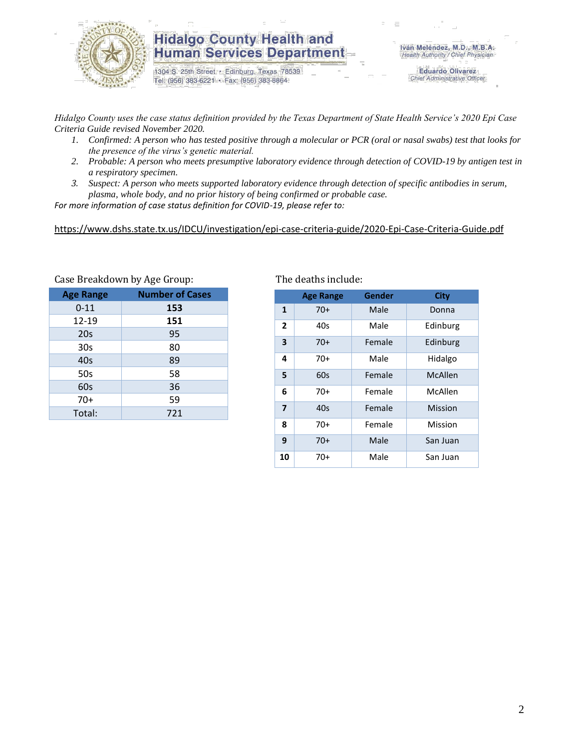# Hidalgo County Health and Human Services Department

1304 S. 25th Street • Edinburg, Texas 78539
Tel: (956) 383-6221 • Fax: (956) 383-8864

Iván Meléndez, M.D., M.B.A.
*Health Authority / Chief Physician*

Eduardo Olivarez
*Chief Administrative Officer*

*Hidalgo County uses the case status definition provided by the Texas Department of State Health Service's 2020 Epi Case Criteria Guide revised November 2020.*

1. *Confirmed: A person who has tested positive through a molecular or PCR (oral or nasal swabs) test that looks for the presence of the virus's genetic material.*
2. *Probable: A person who meets presumptive laboratory evidence through detection of COVID-19 by antigen test in a respiratory specimen.*
3. *Suspect: A person who meets supported laboratory evidence through detection of specific antibodies in serum, plasma, whole body, and no prior history of being confirmed or probable case.*

*For more information of case status definition for COVID-19, please refer to:*

https://www.dshs.state.tx.us/IDCU/investigation/epi-case-criteria-guide/2020-Epi-Case-Criteria-Guide.pdf

Case Breakdown by Age Group:

| Age Range | Number of Cases |
|---|---|
| 0-11 | **153** |
| 12-19 | **151** |
| 20s | 95 |
| 30s | 80 |
| 40s | 89 |
| 50s | 58 |
| 60s | 36 |
| 70+ | 59 |
| Total: | 721 |

The deaths include:

| | Age Range | Gender | City |
|---|---|---|---|
| **1** | 70+ | Male | Donna |
| **2** | 40s | Male | Edinburg |
| **3** | 70+ | Female | Edinburg |
| **4** | 70+ | Male | Hidalgo |
| **5** | 60s | Female | McAllen |
| **6** | 70+ | Female | McAllen |
| **7** | 40s | Female | Mission |
| **8** | 70+ | Female | Mission |
| **9** | 70+ | Male | San Juan |
| **10** | 70+ | Male | San Juan |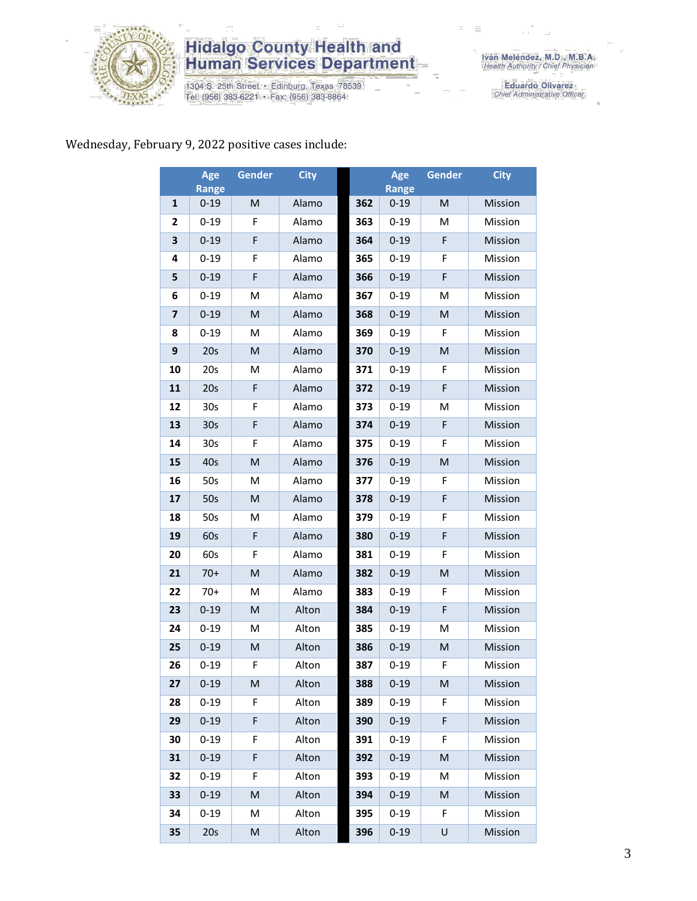Hidalgo County Health and Human Services Department

1304 S. 25th Street • Edinburg, Texas 78539
Tel: (956) 383-6221 • Fax: (956) 383-8864

Iván Meléndez, M.D., M.B.A.
Health Authority / Chief Physician

Eduardo Olivarez
Chief Administrative Officer

Wednesday, February 9, 2022 positive cases include:

| | Age Range | Gender | City | | Age Range | Gender | City |
|---|---|---|---|---|---|---|---|
| 1 | 0-19 | M | Alamo | 362 | 0-19 | M | Mission |
| 2 | 0-19 | F | Alamo | 363 | 0-19 | M | Mission |
| 3 | 0-19 | F | Alamo | 364 | 0-19 | F | Mission |
| 4 | 0-19 | F | Alamo | 365 | 0-19 | F | Mission |
| 5 | 0-19 | F | Alamo | 366 | 0-19 | F | Mission |
| 6 | 0-19 | M | Alamo | 367 | 0-19 | M | Mission |
| 7 | 0-19 | M | Alamo | 368 | 0-19 | M | Mission |
| 8 | 0-19 | M | Alamo | 369 | 0-19 | F | Mission |
| 9 | 20s | M | Alamo | 370 | 0-19 | M | Mission |
| 10 | 20s | M | Alamo | 371 | 0-19 | F | Mission |
| 11 | 20s | F | Alamo | 372 | 0-19 | F | Mission |
| 12 | 30s | F | Alamo | 373 | 0-19 | M | Mission |
| 13 | 30s | F | Alamo | 374 | 0-19 | F | Mission |
| 14 | 30s | F | Alamo | 375 | 0-19 | F | Mission |
| 15 | 40s | M | Alamo | 376 | 0-19 | M | Mission |
| 16 | 50s | M | Alamo | 377 | 0-19 | F | Mission |
| 17 | 50s | M | Alamo | 378 | 0-19 | F | Mission |
| 18 | 50s | M | Alamo | 379 | 0-19 | F | Mission |
| 19 | 60s | F | Alamo | 380 | 0-19 | F | Mission |
| 20 | 60s | F | Alamo | 381 | 0-19 | F | Mission |
| 21 | 70+ | M | Alamo | 382 | 0-19 | M | Mission |
| 22 | 70+ | M | Alamo | 383 | 0-19 | F | Mission |
| 23 | 0-19 | M | Alton | 384 | 0-19 | F | Mission |
| 24 | 0-19 | M | Alton | 385 | 0-19 | M | Mission |
| 25 | 0-19 | M | Alton | 386 | 0-19 | M | Mission |
| 26 | 0-19 | F | Alton | 387 | 0-19 | F | Mission |
| 27 | 0-19 | M | Alton | 388 | 0-19 | M | Mission |
| 28 | 0-19 | F | Alton | 389 | 0-19 | F | Mission |
| 29 | 0-19 | F | Alton | 390 | 0-19 | F | Mission |
| 30 | 0-19 | F | Alton | 391 | 0-19 | F | Mission |
| 31 | 0-19 | F | Alton | 392 | 0-19 | M | Mission |
| 32 | 0-19 | F | Alton | 393 | 0-19 | M | Mission |
| 33 | 0-19 | M | Alton | 394 | 0-19 | M | Mission |
| 34 | 0-19 | M | Alton | 395 | 0-19 | F | Mission |
| 35 | 20s | M | Alton | 396 | 0-19 | U | Mission |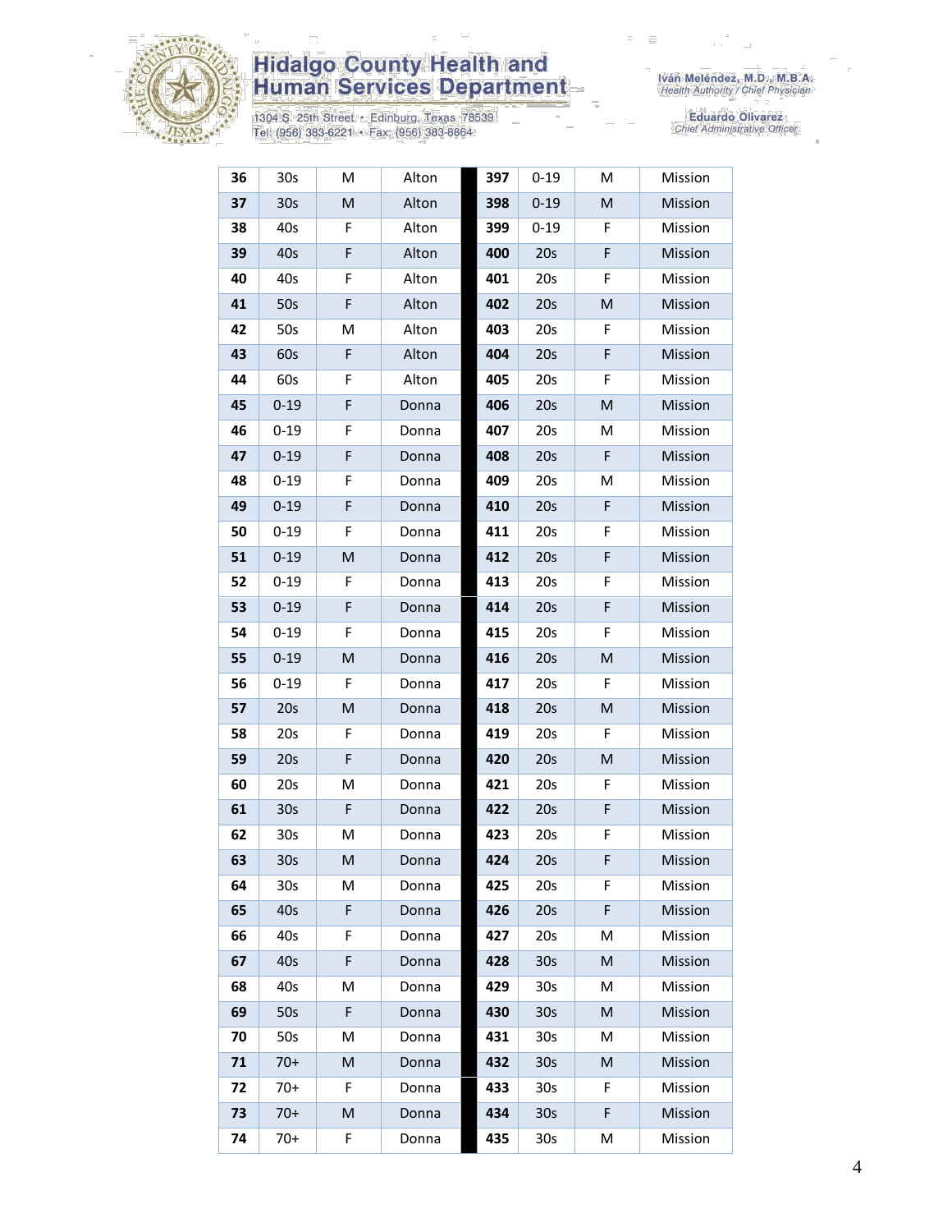| 36 | 30s | M | Alton | 397 | 0-19 | M | Mission |
|---|---|---|---|---|---|---|---|
| 37 | 30s | M | Alton | 398 | 0-19 | M | Mission |
| 38 | 40s | F | Alton | 399 | 0-19 | F | Mission |
| 39 | 40s | F | Alton | 400 | 20s | F | Mission |
| 40 | 40s | F | Alton | 401 | 20s | F | Mission |
| 41 | 50s | F | Alton | 402 | 20s | M | Mission |
| 42 | 50s | M | Alton | 403 | 20s | F | Mission |
| 43 | 60s | F | Alton | 404 | 20s | F | Mission |
| 44 | 60s | F | Alton | 405 | 20s | F | Mission |
| 45 | 0-19 | F | Donna | 406 | 20s | M | Mission |
| 46 | 0-19 | F | Donna | 407 | 20s | M | Mission |
| 47 | 0-19 | F | Donna | 408 | 20s | F | Mission |
| 48 | 0-19 | F | Donna | 409 | 20s | M | Mission |
| 49 | 0-19 | F | Donna | 410 | 20s | F | Mission |
| 50 | 0-19 | F | Donna | 411 | 20s | F | Mission |
| 51 | 0-19 | M | Donna | 412 | 20s | F | Mission |
| 52 | 0-19 | F | Donna | 413 | 20s | F | Mission |
| 53 | 0-19 | F | Donna | 414 | 20s | F | Mission |
| 54 | 0-19 | F | Donna | 415 | 20s | F | Mission |
| 55 | 0-19 | M | Donna | 416 | 20s | M | Mission |
| 56 | 0-19 | F | Donna | 417 | 20s | F | Mission |
| 57 | 20s | M | Donna | 418 | 20s | M | Mission |
| 58 | 20s | F | Donna | 419 | 20s | F | Mission |
| 59 | 20s | F | Donna | 420 | 20s | M | Mission |
| 60 | 20s | M | Donna | 421 | 20s | F | Mission |
| 61 | 30s | F | Donna | 422 | 20s | F | Mission |
| 62 | 30s | M | Donna | 423 | 20s | F | Mission |
| 63 | 30s | M | Donna | 424 | 20s | F | Mission |
| 64 | 30s | M | Donna | 425 | 20s | F | Mission |
| 65 | 40s | F | Donna | 426 | 20s | F | Mission |
| 66 | 40s | F | Donna | 427 | 20s | M | Mission |
| 67 | 40s | F | Donna | 428 | 30s | M | Mission |
| 68 | 40s | M | Donna | 429 | 30s | M | Mission |
| 69 | 50s | F | Donna | 430 | 30s | M | Mission |
| 70 | 50s | M | Donna | 431 | 30s | M | Mission |
| 71 | 70+ | M | Donna | 432 | 30s | M | Mission |
| 72 | 70+ | F | Donna | 433 | 30s | F | Mission |
| 73 | 70+ | M | Donna | 434 | 30s | F | Mission |
| 74 | 70+ | F | Donna | 435 | 30s | M | Mission |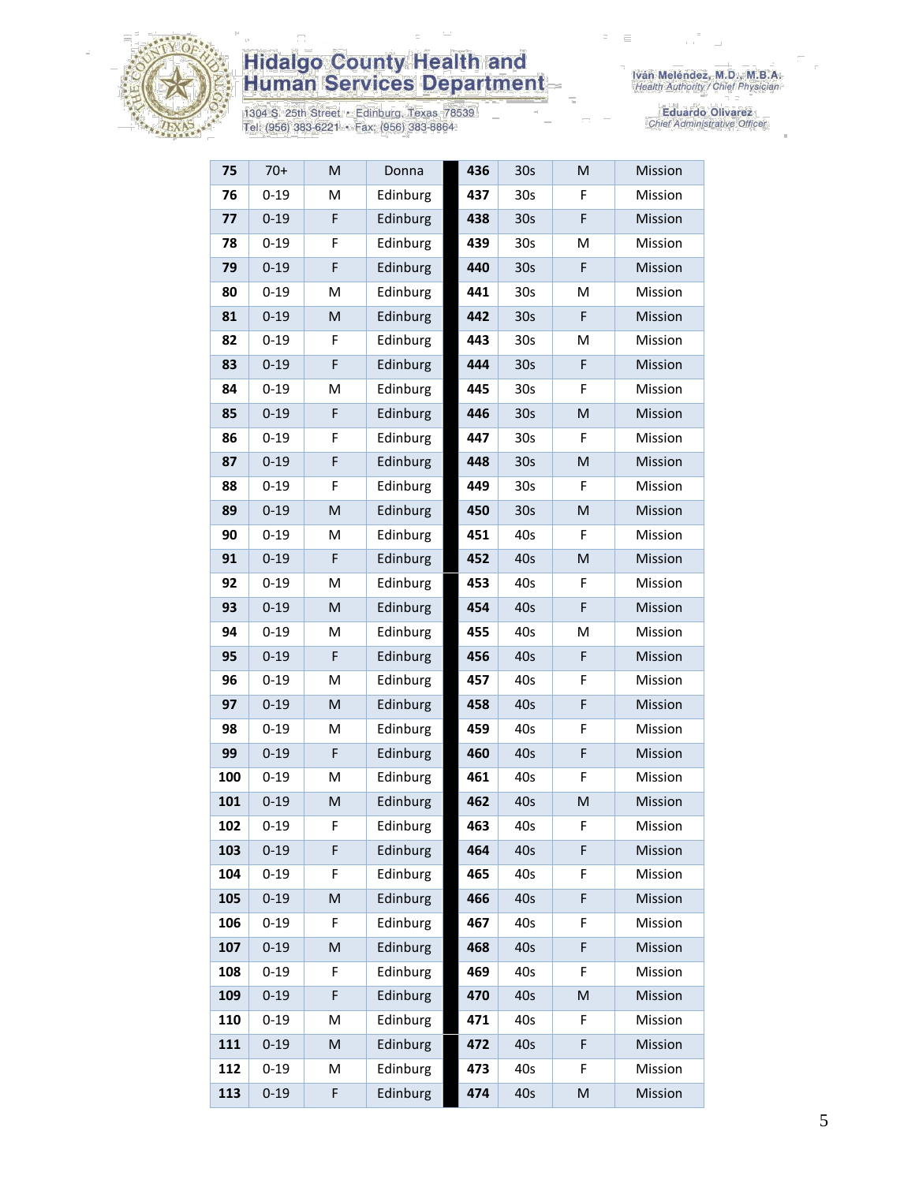| 75 | 70+ | M | Donna | 436 | 30s | M | Mission |
|---|---|---|---|---|---|---|---|
| 76 | 0-19 | M | Edinburg | 437 | 30s | F | Mission |
| 77 | 0-19 | F | Edinburg | 438 | 30s | F | Mission |
| 78 | 0-19 | F | Edinburg | 439 | 30s | M | Mission |
| 79 | 0-19 | F | Edinburg | 440 | 30s | F | Mission |
| 80 | 0-19 | M | Edinburg | 441 | 30s | M | Mission |
| 81 | 0-19 | M | Edinburg | 442 | 30s | F | Mission |
| 82 | 0-19 | F | Edinburg | 443 | 30s | M | Mission |
| 83 | 0-19 | F | Edinburg | 444 | 30s | F | Mission |
| 84 | 0-19 | M | Edinburg | 445 | 30s | F | Mission |
| 85 | 0-19 | F | Edinburg | 446 | 30s | M | Mission |
| 86 | 0-19 | F | Edinburg | 447 | 30s | F | Mission |
| 87 | 0-19 | F | Edinburg | 448 | 30s | M | Mission |
| 88 | 0-19 | F | Edinburg | 449 | 30s | F | Mission |
| 89 | 0-19 | M | Edinburg | 450 | 30s | M | Mission |
| 90 | 0-19 | M | Edinburg | 451 | 40s | F | Mission |
| 91 | 0-19 | F | Edinburg | 452 | 40s | M | Mission |
| 92 | 0-19 | M | Edinburg | 453 | 40s | F | Mission |
| 93 | 0-19 | M | Edinburg | 454 | 40s | F | Mission |
| 94 | 0-19 | M | Edinburg | 455 | 40s | M | Mission |
| 95 | 0-19 | F | Edinburg | 456 | 40s | F | Mission |
| 96 | 0-19 | M | Edinburg | 457 | 40s | F | Mission |
| 97 | 0-19 | M | Edinburg | 458 | 40s | F | Mission |
| 98 | 0-19 | M | Edinburg | 459 | 40s | F | Mission |
| 99 | 0-19 | F | Edinburg | 460 | 40s | F | Mission |
| 100 | 0-19 | M | Edinburg | 461 | 40s | F | Mission |
| 101 | 0-19 | M | Edinburg | 462 | 40s | M | Mission |
| 102 | 0-19 | F | Edinburg | 463 | 40s | F | Mission |
| 103 | 0-19 | F | Edinburg | 464 | 40s | F | Mission |
| 104 | 0-19 | F | Edinburg | 465 | 40s | F | Mission |
| 105 | 0-19 | M | Edinburg | 466 | 40s | F | Mission |
| 106 | 0-19 | F | Edinburg | 467 | 40s | F | Mission |
| 107 | 0-19 | M | Edinburg | 468 | 40s | F | Mission |
| 108 | 0-19 | F | Edinburg | 469 | 40s | F | Mission |
| 109 | 0-19 | F | Edinburg | 470 | 40s | M | Mission |
| 110 | 0-19 | M | Edinburg | 471 | 40s | F | Mission |
| 111 | 0-19 | M | Edinburg | 472 | 40s | F | Mission |
| 112 | 0-19 | M | Edinburg | 473 | 40s | F | Mission |
| 113 | 0-19 | F | Edinburg | 474 | 40s | M | Mission |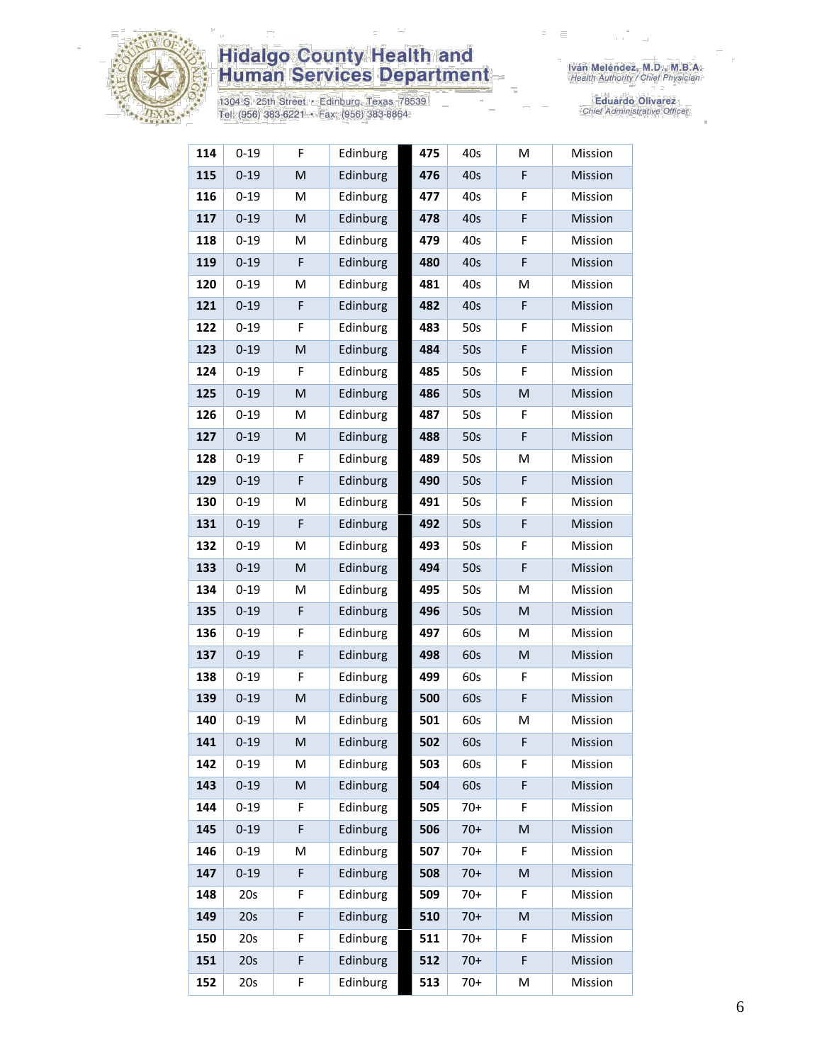| 114 | 0-19 | F | Edinburg | 475 | 40s | M | Mission |
|---|---|---|---|---|---|---|---|
| 115 | 0-19 | M | Edinburg | 476 | 40s | F | Mission |
| 116 | 0-19 | M | Edinburg | 477 | 40s | F | Mission |
| 117 | 0-19 | M | Edinburg | 478 | 40s | F | Mission |
| 118 | 0-19 | M | Edinburg | 479 | 40s | F | Mission |
| 119 | 0-19 | F | Edinburg | 480 | 40s | F | Mission |
| 120 | 0-19 | M | Edinburg | 481 | 40s | M | Mission |
| 121 | 0-19 | F | Edinburg | 482 | 40s | F | Mission |
| 122 | 0-19 | F | Edinburg | 483 | 50s | F | Mission |
| 123 | 0-19 | M | Edinburg | 484 | 50s | F | Mission |
| 124 | 0-19 | F | Edinburg | 485 | 50s | F | Mission |
| 125 | 0-19 | M | Edinburg | 486 | 50s | M | Mission |
| 126 | 0-19 | M | Edinburg | 487 | 50s | F | Mission |
| 127 | 0-19 | M | Edinburg | 488 | 50s | F | Mission |
| 128 | 0-19 | F | Edinburg | 489 | 50s | M | Mission |
| 129 | 0-19 | F | Edinburg | 490 | 50s | F | Mission |
| 130 | 0-19 | M | Edinburg | 491 | 50s | F | Mission |
| 131 | 0-19 | F | Edinburg | 492 | 50s | F | Mission |
| 132 | 0-19 | M | Edinburg | 493 | 50s | F | Mission |
| 133 | 0-19 | M | Edinburg | 494 | 50s | F | Mission |
| 134 | 0-19 | M | Edinburg | 495 | 50s | M | Mission |
| 135 | 0-19 | F | Edinburg | 496 | 50s | M | Mission |
| 136 | 0-19 | F | Edinburg | 497 | 60s | M | Mission |
| 137 | 0-19 | F | Edinburg | 498 | 60s | M | Mission |
| 138 | 0-19 | F | Edinburg | 499 | 60s | F | Mission |
| 139 | 0-19 | M | Edinburg | 500 | 60s | F | Mission |
| 140 | 0-19 | M | Edinburg | 501 | 60s | M | Mission |
| 141 | 0-19 | M | Edinburg | 502 | 60s | F | Mission |
| 142 | 0-19 | M | Edinburg | 503 | 60s | F | Mission |
| 143 | 0-19 | M | Edinburg | 504 | 60s | F | Mission |
| 144 | 0-19 | F | Edinburg | 505 | 70+ | F | Mission |
| 145 | 0-19 | F | Edinburg | 506 | 70+ | M | Mission |
| 146 | 0-19 | M | Edinburg | 507 | 70+ | F | Mission |
| 147 | 0-19 | F | Edinburg | 508 | 70+ | M | Mission |
| 148 | 20s | F | Edinburg | 509 | 70+ | F | Mission |
| 149 | 20s | F | Edinburg | 510 | 70+ | M | Mission |
| 150 | 20s | F | Edinburg | 511 | 70+ | F | Mission |
| 151 | 20s | F | Edinburg | 512 | 70+ | F | Mission |
| 152 | 20s | F | Edinburg | 513 | 70+ | M | Mission |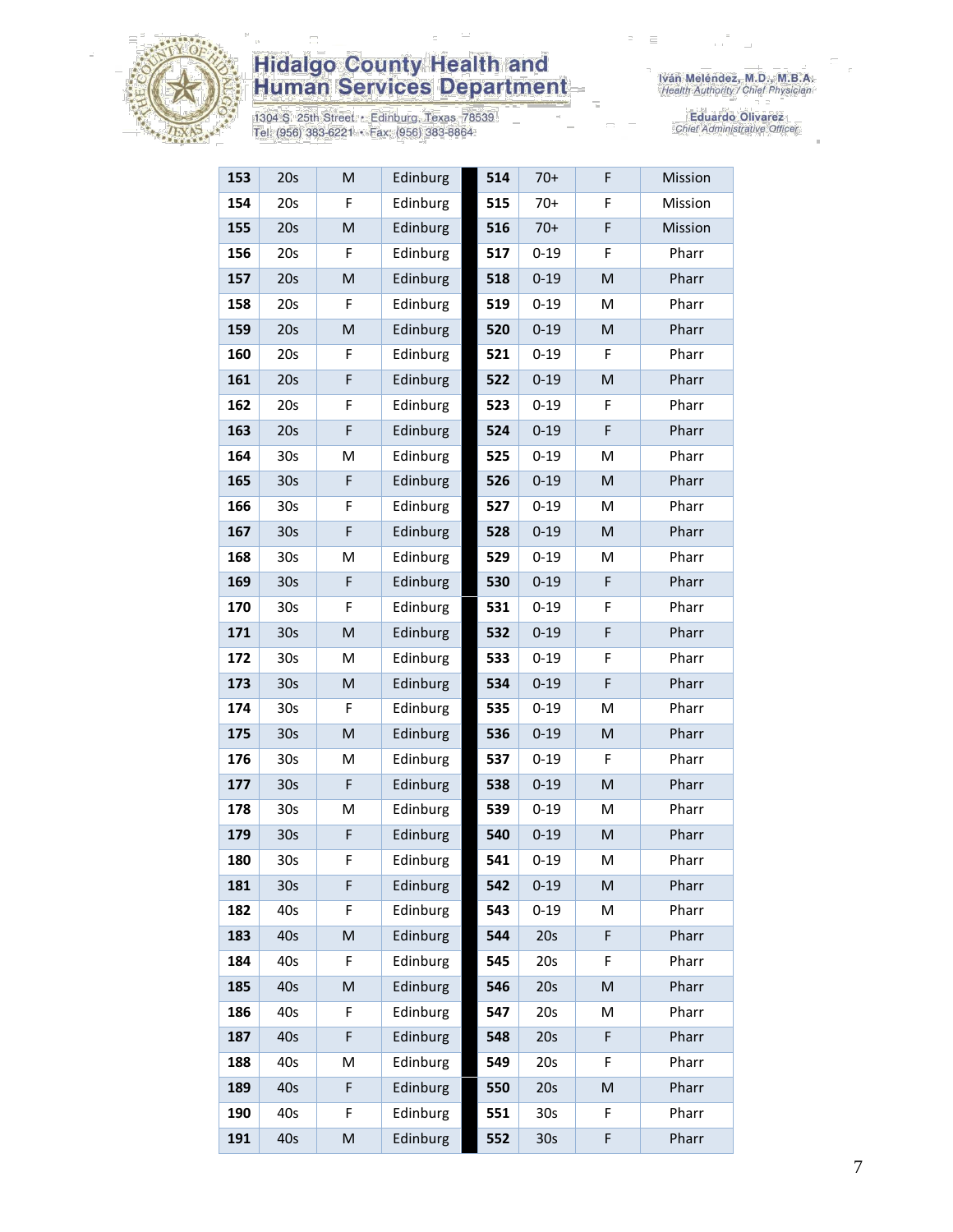# Hidalgo County Health and Human Services Department

1304 S. 25th Street • Edinburg, Texas 78539
Tel: (956) 383-6221 • Fax: (956) 383-8864

Iván Meléndez, M.D., M.B.A.
*Health Authority / Chief Physician*

Eduardo Olivarez
*Chief Administrative Officer*

| | | | | | | | |
|---|---|---|---|---|---|---|---|
| **153** | 20s | M | Edinburg | **514** | 70+ | F | Mission |
| **154** | 20s | F | Edinburg | **515** | 70+ | F | Mission |
| **155** | 20s | M | Edinburg | **516** | 70+ | F | Mission |
| **156** | 20s | F | Edinburg | **517** | 0-19 | F | Pharr |
| **157** | 20s | M | Edinburg | **518** | 0-19 | M | Pharr |
| **158** | 20s | F | Edinburg | **519** | 0-19 | M | Pharr |
| **159** | 20s | M | Edinburg | **520** | 0-19 | M | Pharr |
| **160** | 20s | F | Edinburg | **521** | 0-19 | F | Pharr |
| **161** | 20s | F | Edinburg | **522** | 0-19 | M | Pharr |
| **162** | 20s | F | Edinburg | **523** | 0-19 | F | Pharr |
| **163** | 20s | F | Edinburg | **524** | 0-19 | F | Pharr |
| **164** | 30s | M | Edinburg | **525** | 0-19 | M | Pharr |
| **165** | 30s | F | Edinburg | **526** | 0-19 | M | Pharr |
| **166** | 30s | F | Edinburg | **527** | 0-19 | M | Pharr |
| **167** | 30s | F | Edinburg | **528** | 0-19 | M | Pharr |
| **168** | 30s | M | Edinburg | **529** | 0-19 | M | Pharr |
| **169** | 30s | F | Edinburg | **530** | 0-19 | F | Pharr |
| **170** | 30s | F | Edinburg | **531** | 0-19 | F | Pharr |
| **171** | 30s | M | Edinburg | **532** | 0-19 | F | Pharr |
| **172** | 30s | M | Edinburg | **533** | 0-19 | F | Pharr |
| **173** | 30s | M | Edinburg | **534** | 0-19 | F | Pharr |
| **174** | 30s | F | Edinburg | **535** | 0-19 | M | Pharr |
| **175** | 30s | M | Edinburg | **536** | 0-19 | M | Pharr |
| **176** | 30s | M | Edinburg | **537** | 0-19 | F | Pharr |
| **177** | 30s | F | Edinburg | **538** | 0-19 | M | Pharr |
| **178** | 30s | M | Edinburg | **539** | 0-19 | M | Pharr |
| **179** | 30s | F | Edinburg | **540** | 0-19 | M | Pharr |
| **180** | 30s | F | Edinburg | **541** | 0-19 | M | Pharr |
| **181** | 30s | F | Edinburg | **542** | 0-19 | M | Pharr |
| **182** | 40s | F | Edinburg | **543** | 0-19 | M | Pharr |
| **183** | 40s | M | Edinburg | **544** | 20s | F | Pharr |
| **184** | 40s | F | Edinburg | **545** | 20s | F | Pharr |
| **185** | 40s | M | Edinburg | **546** | 20s | M | Pharr |
| **186** | 40s | F | Edinburg | **547** | 20s | M | Pharr |
| **187** | 40s | F | Edinburg | **548** | 20s | F | Pharr |
| **188** | 40s | M | Edinburg | **549** | 20s | F | Pharr |
| **189** | 40s | F | Edinburg | **550** | 20s | M | Pharr |
| **190** | 40s | F | Edinburg | **551** | 30s | F | Pharr |
| **191** | 40s | M | Edinburg | **552** | 30s | F | Pharr |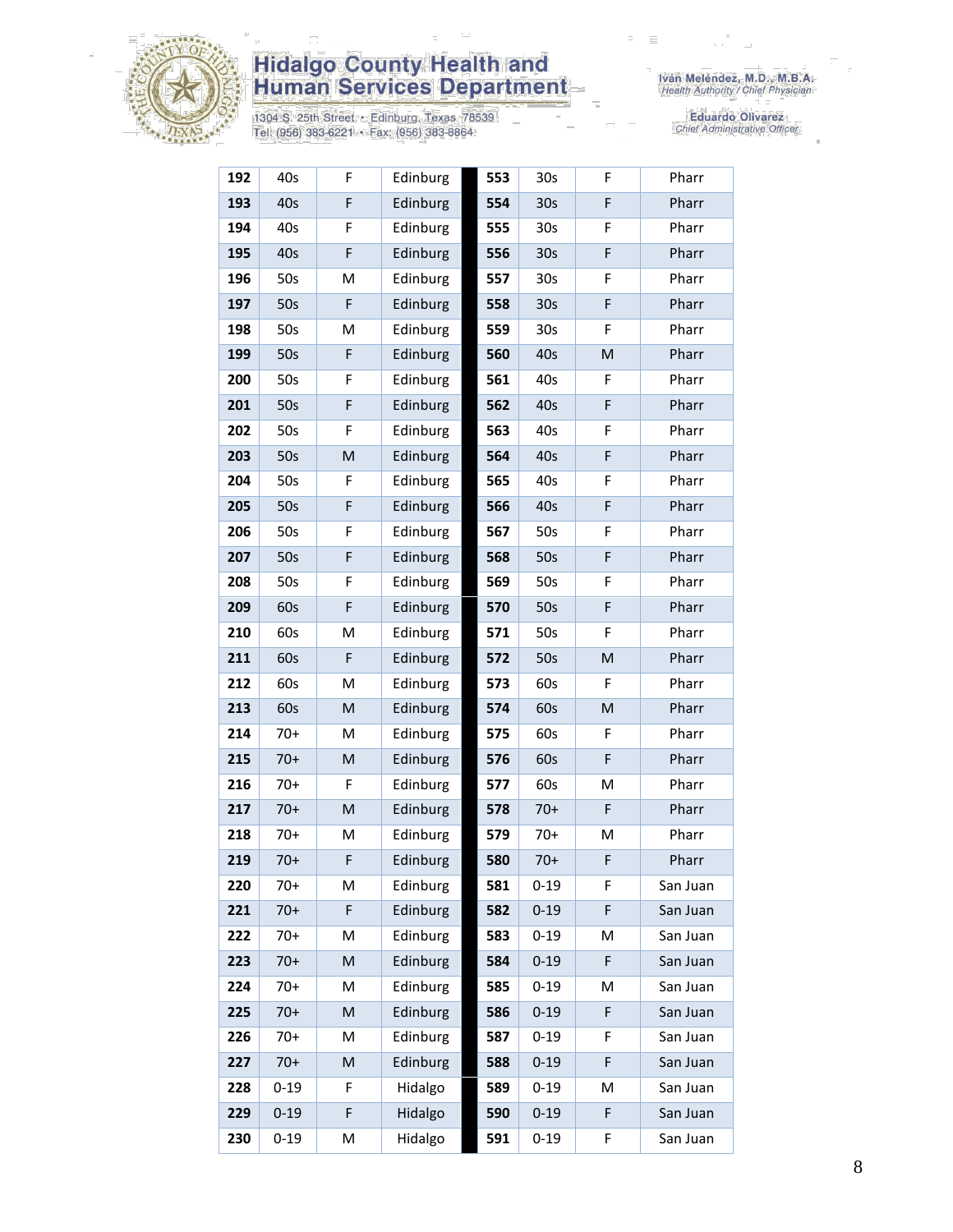| 192 | 40s | F | Edinburg | | 553 | 30s | F | Pharr |
|---|---|---|---|---|---|---|---|---|
| 193 | 40s | F | Edinburg | | 554 | 30s | F | Pharr |
| 194 | 40s | F | Edinburg | | 555 | 30s | F | Pharr |
| 195 | 40s | F | Edinburg | | 556 | 30s | F | Pharr |
| 196 | 50s | M | Edinburg | | 557 | 30s | F | Pharr |
| 197 | 50s | F | Edinburg | | 558 | 30s | F | Pharr |
| 198 | 50s | M | Edinburg | | 559 | 30s | F | Pharr |
| 199 | 50s | F | Edinburg | | 560 | 40s | M | Pharr |
| 200 | 50s | F | Edinburg | | 561 | 40s | F | Pharr |
| 201 | 50s | F | Edinburg | | 562 | 40s | F | Pharr |
| 202 | 50s | F | Edinburg | | 563 | 40s | F | Pharr |
| 203 | 50s | M | Edinburg | | 564 | 40s | F | Pharr |
| 204 | 50s | F | Edinburg | | 565 | 40s | F | Pharr |
| 205 | 50s | F | Edinburg | | 566 | 40s | F | Pharr |
| 206 | 50s | F | Edinburg | | 567 | 50s | F | Pharr |
| 207 | 50s | F | Edinburg | | 568 | 50s | F | Pharr |
| 208 | 50s | F | Edinburg | | 569 | 50s | F | Pharr |
| 209 | 60s | F | Edinburg | | 570 | 50s | F | Pharr |
| 210 | 60s | M | Edinburg | | 571 | 50s | F | Pharr |
| 211 | 60s | F | Edinburg | | 572 | 50s | M | Pharr |
| 212 | 60s | M | Edinburg | | 573 | 60s | F | Pharr |
| 213 | 60s | M | Edinburg | | 574 | 60s | M | Pharr |
| 214 | 70+ | M | Edinburg | | 575 | 60s | F | Pharr |
| 215 | 70+ | M | Edinburg | | 576 | 60s | F | Pharr |
| 216 | 70+ | F | Edinburg | | 577 | 60s | M | Pharr |
| 217 | 70+ | M | Edinburg | | 578 | 70+ | F | Pharr |
| 218 | 70+ | M | Edinburg | | 579 | 70+ | M | Pharr |
| 219 | 70+ | F | Edinburg | | 580 | 70+ | F | Pharr |
| 220 | 70+ | M | Edinburg | | 581 | 0-19 | F | San Juan |
| 221 | 70+ | F | Edinburg | | 582 | 0-19 | F | San Juan |
| 222 | 70+ | M | Edinburg | | 583 | 0-19 | M | San Juan |
| 223 | 70+ | M | Edinburg | | 584 | 0-19 | F | San Juan |
| 224 | 70+ | M | Edinburg | | 585 | 0-19 | M | San Juan |
| 225 | 70+ | M | Edinburg | | 586 | 0-19 | F | San Juan |
| 226 | 70+ | M | Edinburg | | 587 | 0-19 | F | San Juan |
| 227 | 70+ | M | Edinburg | | 588 | 0-19 | F | San Juan |
| 228 | 0-19 | F | Hidalgo | | 589 | 0-19 | M | San Juan |
| 229 | 0-19 | F | Hidalgo | | 590 | 0-19 | F | San Juan |
| 230 | 0-19 | M | Hidalgo | | 591 | 0-19 | F | San Juan |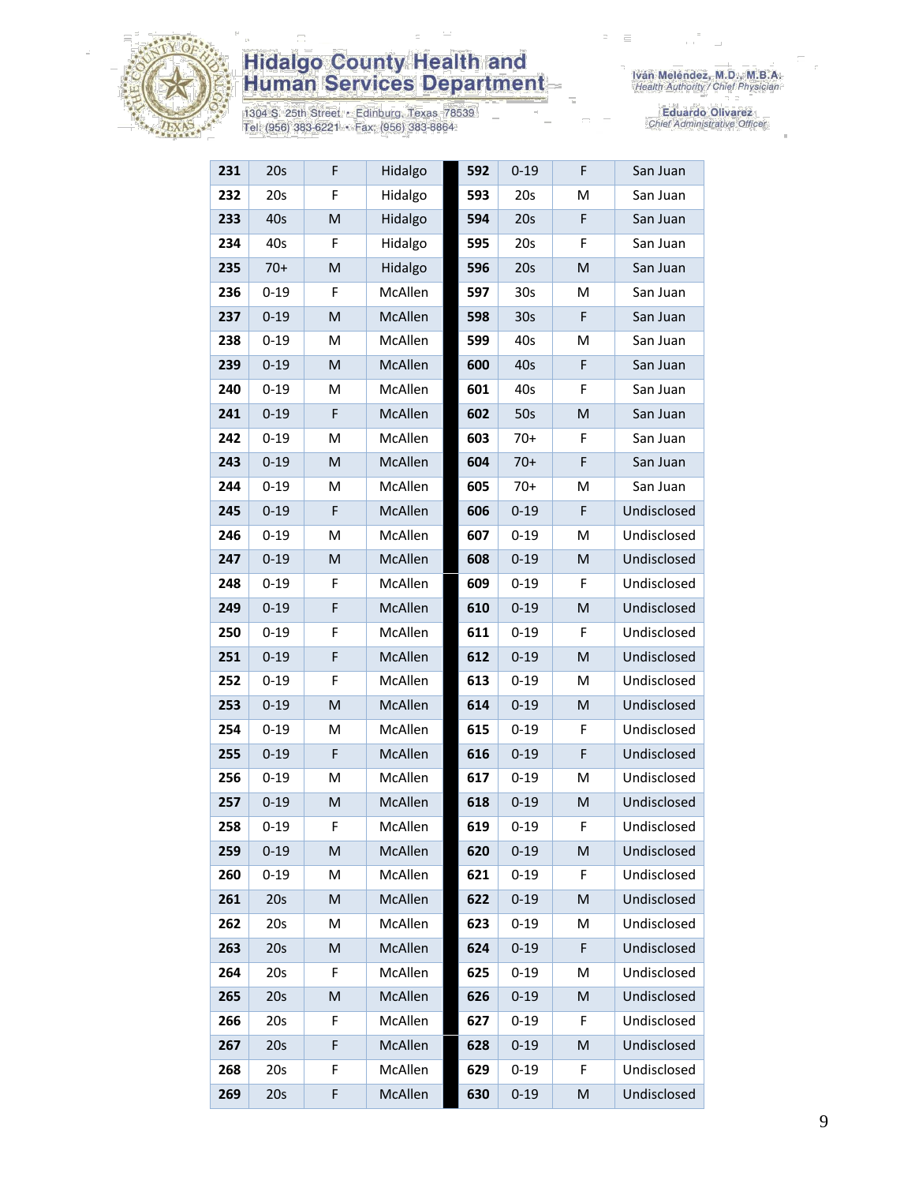| 231 | 20s | F | Hidalgo | 592 | 0-19 | F | San Juan |
|---|---|---|---|---|---|---|---|
| 232 | 20s | F | Hidalgo | 593 | 20s | M | San Juan |
| 233 | 40s | M | Hidalgo | 594 | 20s | F | San Juan |
| 234 | 40s | F | Hidalgo | 595 | 20s | F | San Juan |
| 235 | 70+ | M | Hidalgo | 596 | 20s | M | San Juan |
| 236 | 0-19 | F | McAllen | 597 | 30s | M | San Juan |
| 237 | 0-19 | M | McAllen | 598 | 30s | F | San Juan |
| 238 | 0-19 | M | McAllen | 599 | 40s | M | San Juan |
| 239 | 0-19 | M | McAllen | 600 | 40s | F | San Juan |
| 240 | 0-19 | M | McAllen | 601 | 40s | F | San Juan |
| 241 | 0-19 | F | McAllen | 602 | 50s | M | San Juan |
| 242 | 0-19 | M | McAllen | 603 | 70+ | F | San Juan |
| 243 | 0-19 | M | McAllen | 604 | 70+ | F | San Juan |
| 244 | 0-19 | M | McAllen | 605 | 70+ | M | San Juan |
| 245 | 0-19 | F | McAllen | 606 | 0-19 | F | Undisclosed |
| 246 | 0-19 | M | McAllen | 607 | 0-19 | M | Undisclosed |
| 247 | 0-19 | M | McAllen | 608 | 0-19 | M | Undisclosed |
| 248 | 0-19 | F | McAllen | 609 | 0-19 | F | Undisclosed |
| 249 | 0-19 | F | McAllen | 610 | 0-19 | M | Undisclosed |
| 250 | 0-19 | F | McAllen | 611 | 0-19 | F | Undisclosed |
| 251 | 0-19 | F | McAllen | 612 | 0-19 | M | Undisclosed |
| 252 | 0-19 | F | McAllen | 613 | 0-19 | M | Undisclosed |
| 253 | 0-19 | M | McAllen | 614 | 0-19 | M | Undisclosed |
| 254 | 0-19 | M | McAllen | 615 | 0-19 | F | Undisclosed |
| 255 | 0-19 | F | McAllen | 616 | 0-19 | F | Undisclosed |
| 256 | 0-19 | M | McAllen | 617 | 0-19 | M | Undisclosed |
| 257 | 0-19 | M | McAllen | 618 | 0-19 | M | Undisclosed |
| 258 | 0-19 | F | McAllen | 619 | 0-19 | F | Undisclosed |
| 259 | 0-19 | M | McAllen | 620 | 0-19 | M | Undisclosed |
| 260 | 0-19 | M | McAllen | 621 | 0-19 | F | Undisclosed |
| 261 | 20s | M | McAllen | 622 | 0-19 | M | Undisclosed |
| 262 | 20s | M | McAllen | 623 | 0-19 | M | Undisclosed |
| 263 | 20s | M | McAllen | 624 | 0-19 | F | Undisclosed |
| 264 | 20s | F | McAllen | 625 | 0-19 | M | Undisclosed |
| 265 | 20s | M | McAllen | 626 | 0-19 | M | Undisclosed |
| 266 | 20s | F | McAllen | 627 | 0-19 | F | Undisclosed |
| 267 | 20s | F | McAllen | 628 | 0-19 | M | Undisclosed |
| 268 | 20s | F | McAllen | 629 | 0-19 | F | Undisclosed |
| 269 | 20s | F | McAllen | 630 | 0-19 | M | Undisclosed |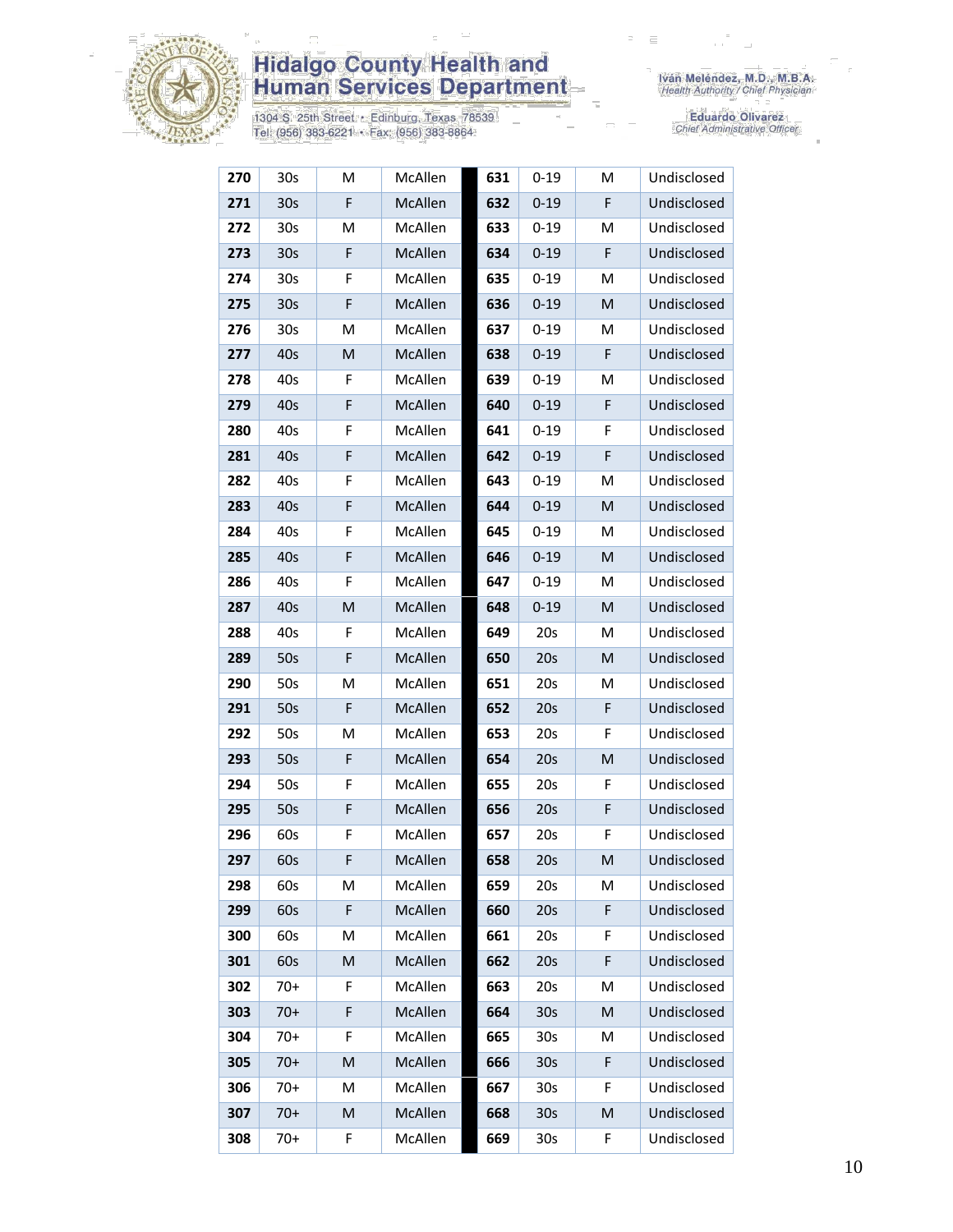| 270 | 30s | M | McAllen | | 631 | 0-19 | M | Undisclosed |
|---|---|---|---|---|---|---|---|---|
| 271 | 30s | F | McAllen | | 632 | 0-19 | F | Undisclosed |
| 272 | 30s | M | McAllen | | 633 | 0-19 | M | Undisclosed |
| 273 | 30s | F | McAllen | | 634 | 0-19 | F | Undisclosed |
| 274 | 30s | F | McAllen | | 635 | 0-19 | M | Undisclosed |
| 275 | 30s | F | McAllen | | 636 | 0-19 | M | Undisclosed |
| 276 | 30s | M | McAllen | | 637 | 0-19 | M | Undisclosed |
| 277 | 40s | M | McAllen | | 638 | 0-19 | F | Undisclosed |
| 278 | 40s | F | McAllen | | 639 | 0-19 | M | Undisclosed |
| 279 | 40s | F | McAllen | | 640 | 0-19 | F | Undisclosed |
| 280 | 40s | F | McAllen | | 641 | 0-19 | F | Undisclosed |
| 281 | 40s | F | McAllen | | 642 | 0-19 | F | Undisclosed |
| 282 | 40s | F | McAllen | | 643 | 0-19 | M | Undisclosed |
| 283 | 40s | F | McAllen | | 644 | 0-19 | M | Undisclosed |
| 284 | 40s | F | McAllen | | 645 | 0-19 | M | Undisclosed |
| 285 | 40s | F | McAllen | | 646 | 0-19 | M | Undisclosed |
| 286 | 40s | F | McAllen | | 647 | 0-19 | M | Undisclosed |
| 287 | 40s | M | McAllen | | 648 | 0-19 | M | Undisclosed |
| 288 | 40s | F | McAllen | | 649 | 20s | M | Undisclosed |
| 289 | 50s | F | McAllen | | 650 | 20s | M | Undisclosed |
| 290 | 50s | M | McAllen | | 651 | 20s | M | Undisclosed |
| 291 | 50s | F | McAllen | | 652 | 20s | F | Undisclosed |
| 292 | 50s | M | McAllen | | 653 | 20s | F | Undisclosed |
| 293 | 50s | F | McAllen | | 654 | 20s | M | Undisclosed |
| 294 | 50s | F | McAllen | | 655 | 20s | F | Undisclosed |
| 295 | 50s | F | McAllen | | 656 | 20s | F | Undisclosed |
| 296 | 60s | F | McAllen | | 657 | 20s | F | Undisclosed |
| 297 | 60s | F | McAllen | | 658 | 20s | M | Undisclosed |
| 298 | 60s | M | McAllen | | 659 | 20s | M | Undisclosed |
| 299 | 60s | F | McAllen | | 660 | 20s | F | Undisclosed |
| 300 | 60s | M | McAllen | | 661 | 20s | F | Undisclosed |
| 301 | 60s | M | McAllen | | 662 | 20s | F | Undisclosed |
| 302 | 70+ | F | McAllen | | 663 | 20s | M | Undisclosed |
| 303 | 70+ | F | McAllen | | 664 | 30s | M | Undisclosed |
| 304 | 70+ | F | McAllen | | 665 | 30s | M | Undisclosed |
| 305 | 70+ | M | McAllen | | 666 | 30s | F | Undisclosed |
| 306 | 70+ | M | McAllen | | 667 | 30s | F | Undisclosed |
| 307 | 70+ | M | McAllen | | 668 | 30s | M | Undisclosed |
| 308 | 70+ | F | McAllen | | 669 | 30s | F | Undisclosed |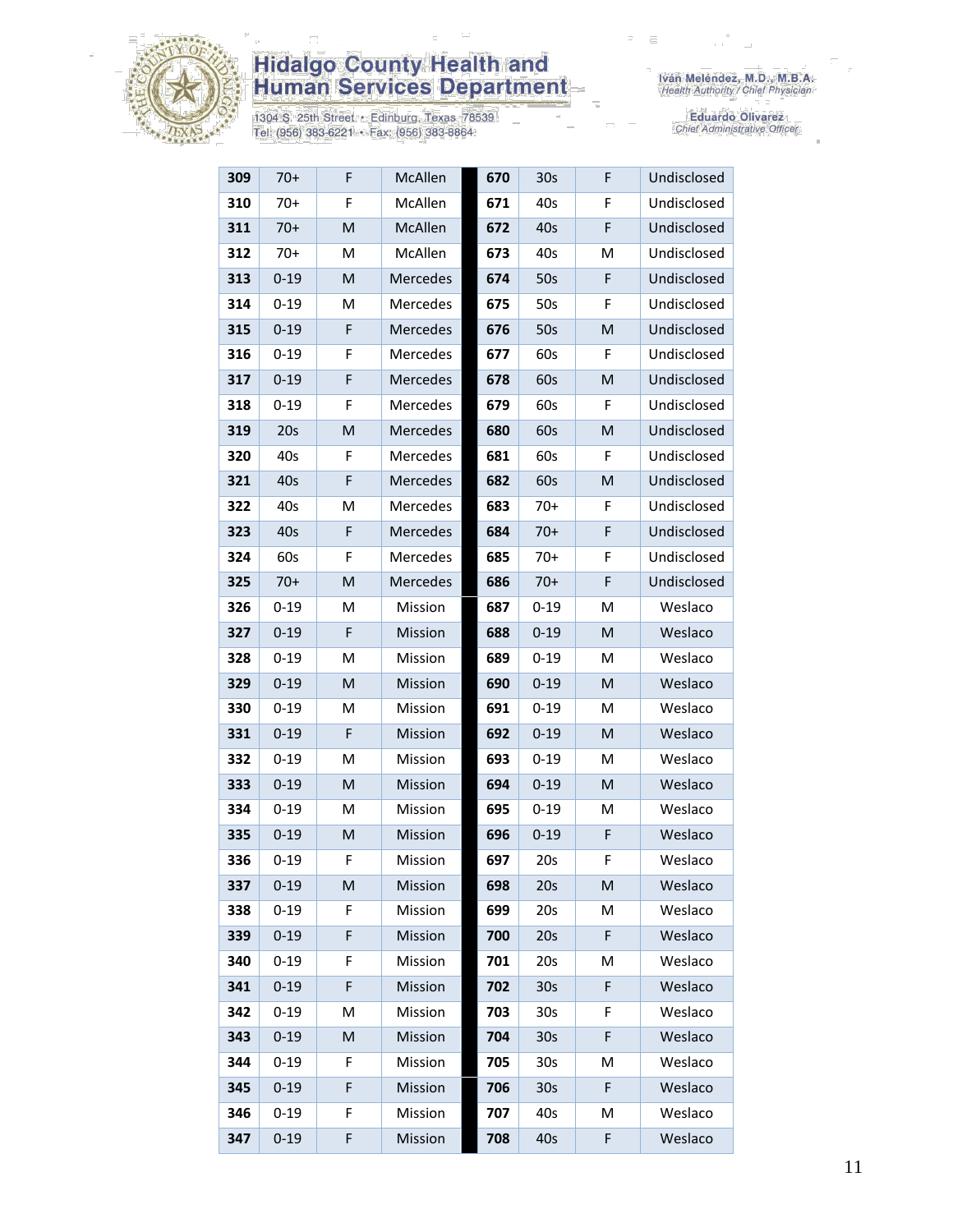| 309 | 70+ | F | McAllen | | 670 | 30s | F | Undisclosed |
|---|---|---|---|---|---|---|---|---|
| 310 | 70+ | F | McAllen | | 671 | 40s | F | Undisclosed |
| 311 | 70+ | M | McAllen | | 672 | 40s | F | Undisclosed |
| 312 | 70+ | M | McAllen | | 673 | 40s | M | Undisclosed |
| 313 | 0-19 | M | Mercedes | | 674 | 50s | F | Undisclosed |
| 314 | 0-19 | M | Mercedes | | 675 | 50s | F | Undisclosed |
| 315 | 0-19 | F | Mercedes | | 676 | 50s | M | Undisclosed |
| 316 | 0-19 | F | Mercedes | | 677 | 60s | F | Undisclosed |
| 317 | 0-19 | F | Mercedes | | 678 | 60s | M | Undisclosed |
| 318 | 0-19 | F | Mercedes | | 679 | 60s | F | Undisclosed |
| 319 | 20s | M | Mercedes | | 680 | 60s | M | Undisclosed |
| 320 | 40s | F | Mercedes | | 681 | 60s | F | Undisclosed |
| 321 | 40s | F | Mercedes | | 682 | 60s | M | Undisclosed |
| 322 | 40s | M | Mercedes | | 683 | 70+ | F | Undisclosed |
| 323 | 40s | F | Mercedes | | 684 | 70+ | F | Undisclosed |
| 324 | 60s | F | Mercedes | | 685 | 70+ | F | Undisclosed |
| 325 | 70+ | M | Mercedes | | 686 | 70+ | F | Undisclosed |
| 326 | 0-19 | M | Mission | | 687 | 0-19 | M | Weslaco |
| 327 | 0-19 | F | Mission | | 688 | 0-19 | M | Weslaco |
| 328 | 0-19 | M | Mission | | 689 | 0-19 | M | Weslaco |
| 329 | 0-19 | M | Mission | | 690 | 0-19 | M | Weslaco |
| 330 | 0-19 | M | Mission | | 691 | 0-19 | M | Weslaco |
| 331 | 0-19 | F | Mission | | 692 | 0-19 | M | Weslaco |
| 332 | 0-19 | M | Mission | | 693 | 0-19 | M | Weslaco |
| 333 | 0-19 | M | Mission | | 694 | 0-19 | M | Weslaco |
| 334 | 0-19 | M | Mission | | 695 | 0-19 | M | Weslaco |
| 335 | 0-19 | M | Mission | | 696 | 0-19 | F | Weslaco |
| 336 | 0-19 | F | Mission | | 697 | 20s | F | Weslaco |
| 337 | 0-19 | M | Mission | | 698 | 20s | M | Weslaco |
| 338 | 0-19 | F | Mission | | 699 | 20s | M | Weslaco |
| 339 | 0-19 | F | Mission | | 700 | 20s | F | Weslaco |
| 340 | 0-19 | F | Mission | | 701 | 20s | M | Weslaco |
| 341 | 0-19 | F | Mission | | 702 | 30s | F | Weslaco |
| 342 | 0-19 | M | Mission | | 703 | 30s | F | Weslaco |
| 343 | 0-19 | M | Mission | | 704 | 30s | F | Weslaco |
| 344 | 0-19 | F | Mission | | 705 | 30s | M | Weslaco |
| 345 | 0-19 | F | Mission | | 706 | 30s | F | Weslaco |
| 346 | 0-19 | F | Mission | | 707 | 40s | M | Weslaco |
| 347 | 0-19 | F | Mission | | 708 | 40s | F | Weslaco |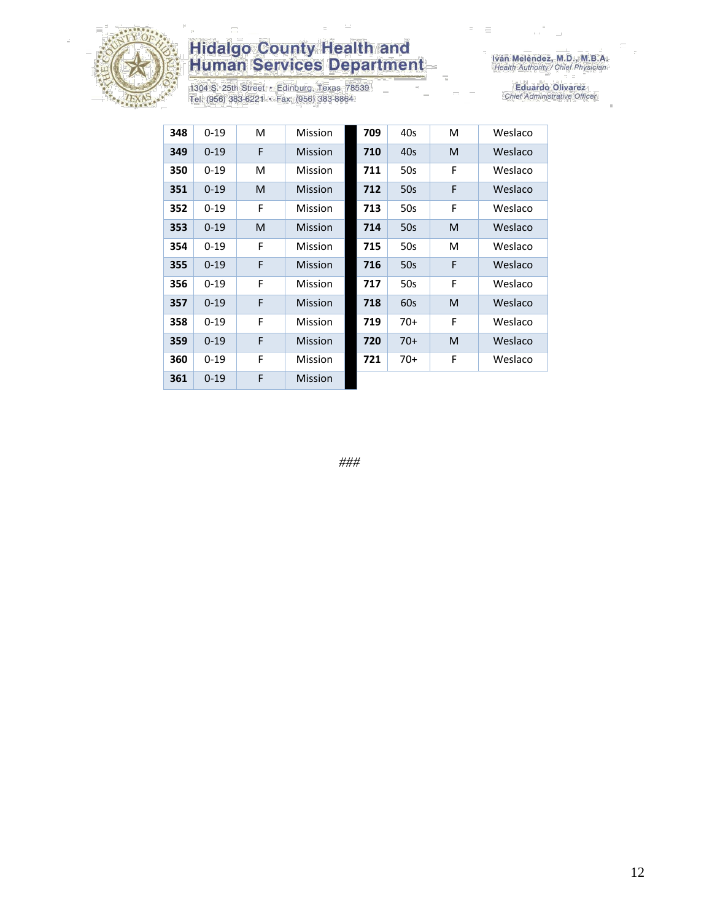| | | | | | | | |
|---|---|---|---|---|---|---|---|
| **348** | 0-19 | M | Mission | **709** | 40s | M | Weslaco |
| **349** | 0-19 | F | Mission | **710** | 40s | M | Weslaco |
| **350** | 0-19 | M | Mission | **711** | 50s | F | Weslaco |
| **351** | 0-19 | M | Mission | **712** | 50s | F | Weslaco |
| **352** | 0-19 | F | Mission | **713** | 50s | F | Weslaco |
| **353** | 0-19 | M | Mission | **714** | 50s | M | Weslaco |
| **354** | 0-19 | F | Mission | **715** | 50s | M | Weslaco |
| **355** | 0-19 | F | Mission | **716** | 50s | F | Weslaco |
| **356** | 0-19 | F | Mission | **717** | 50s | F | Weslaco |
| **357** | 0-19 | F | Mission | **718** | 60s | M | Weslaco |
| **358** | 0-19 | F | Mission | **719** | 70+ | F | Weslaco |
| **359** | 0-19 | F | Mission | **720** | 70+ | M | Weslaco |
| **360** | 0-19 | F | Mission | **721** | 70+ | F | Weslaco |
| **361** | 0-19 | F | Mission | | | | |

*###*